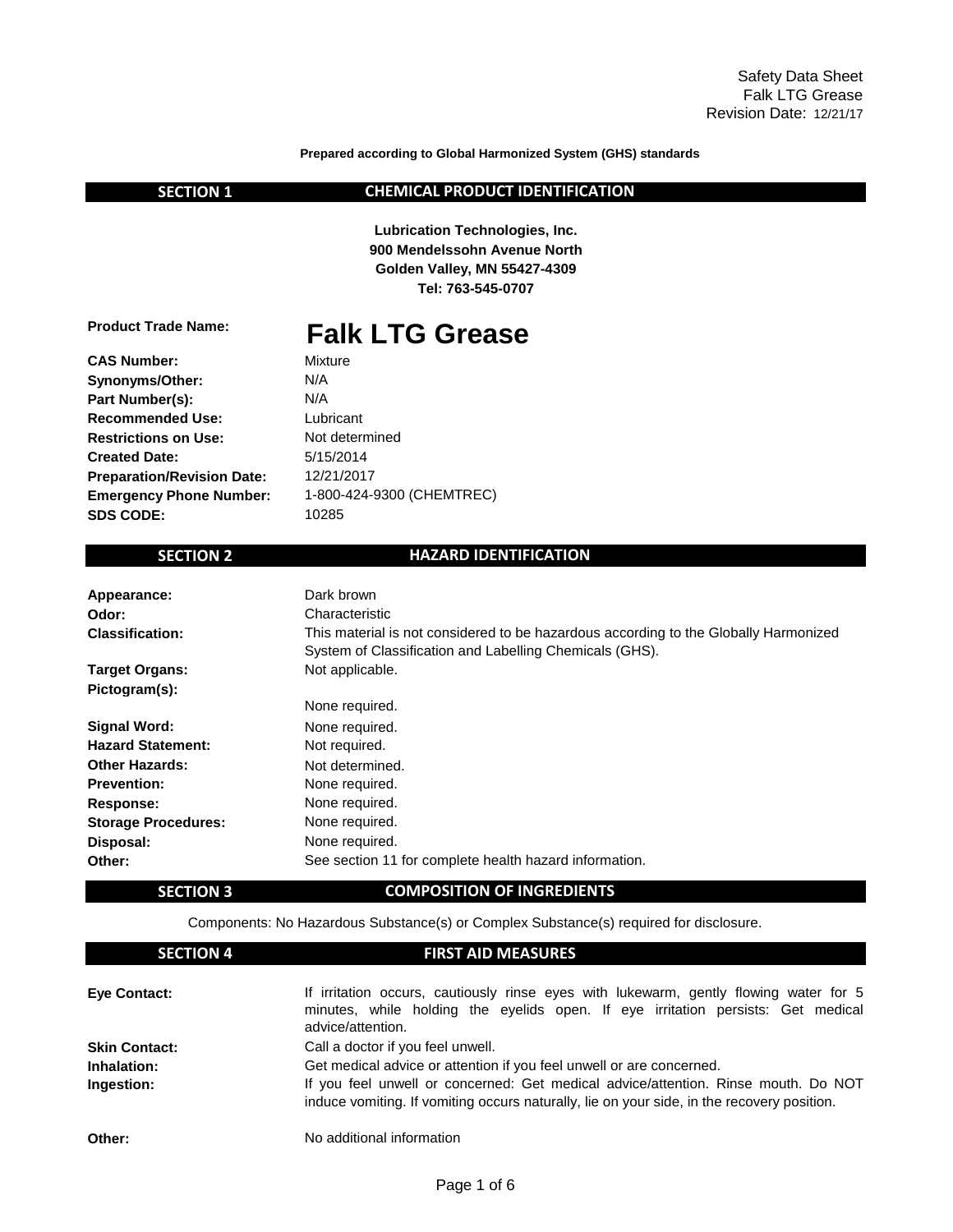Safety Data Sheet
Falk LTG Grease
Revision Date: 12/21/17

**Prepared according to Global Harmonized System (GHS) standards**

## SECTION 1 CHEMICAL PRODUCT IDENTIFICATION

**Lubrication Technologies, Inc.**
**900 Mendelssohn Avenue North**
**Golden Valley, MN 55427-4309**
**Tel: 763-545-0707**

**Product Trade Name:** **Falk LTG Grease**

**CAS Number:** Mixture
**Synonyms/Other:** N/A
**Part Number(s):** N/A
**Recommended Use:** Lubricant
**Restrictions on Use:** Not determined
**Created Date:** 5/15/2014
**Preparation/Revision Date:** 12/21/2017
**Emergency Phone Number:** 1-800-424-9300 (CHEMTREC)
**SDS CODE:** 10285

## SECTION 2 HAZARD IDENTIFICATION

**Appearance:** Dark brown
**Odor:** Characteristic
**Classification:** This material is not considered to be hazardous according to the Globally Harmonized System of Classification and Labelling Chemicals (GHS).
**Target Organs:** Not applicable.
**Pictogram(s):** None required.
**Signal Word:** None required.
**Hazard Statement:** Not required.
**Other Hazards:** Not determined.
**Prevention:** None required.
**Response:** None required.
**Storage Procedures:** None required.
**Disposal:** None required.
**Other:** See section 11 for complete health hazard information.

## SECTION 3 COMPOSITION OF INGREDIENTS

Components: No Hazardous Substance(s) or Complex Substance(s) required for disclosure.

## SECTION 4 FIRST AID MEASURES

**Eye Contact:** If irritation occurs, cautiously rinse eyes with lukewarm, gently flowing water for 5 minutes, while holding the eyelids open. If eye irritation persists: Get medical advice/attention.
**Skin Contact:** Call a doctor if you feel unwell.
**Inhalation:** Get medical advice or attention if you feel unwell or are concerned.
**Ingestion:** If you feel unwell or concerned: Get medical advice/attention. Rinse mouth. Do NOT induce vomiting. If vomiting occurs naturally, lie on your side, in the recovery position.

**Other:** No additional information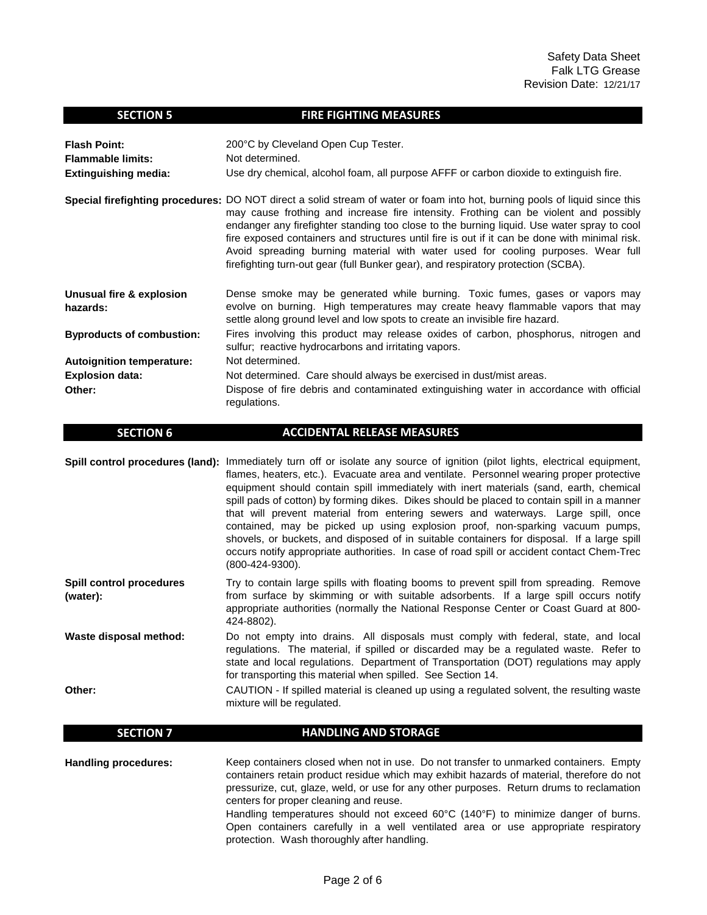## SECTION 5 FIRE FIGHTING MEASURES

**Flash Point:** 200°C by Cleveland Open Cup Tester.

**Flammable limits:** Not determined.

**Extinguishing media:** Use dry chemical, alcohol foam, all purpose AFFF or carbon dioxide to extinguish fire.

**Special firefighting procedures:** DO NOT direct a solid stream of water or foam into hot, burning pools of liquid since this may cause frothing and increase fire intensity. Frothing can be violent and possibly endanger any firefighter standing too close to the burning liquid. Use water spray to cool fire exposed containers and structures until fire is out if it can be done with minimal risk. Avoid spreading burning material with water used for cooling purposes. Wear full firefighting turn-out gear (full Bunker gear), and respiratory protection (SCBA).

**Unusual fire & explosion hazards:** Dense smoke may be generated while burning. Toxic fumes, gases or vapors may evolve on burning. High temperatures may create heavy flammable vapors that may settle along ground level and low spots to create an invisible fire hazard.

**Byproducts of combustion:** Fires involving this product may release oxides of carbon, phosphorus, nitrogen and sulfur; reactive hydrocarbons and irritating vapors.

**Autoignition temperature:** Not determined.

**Explosion data:** Not determined. Care should always be exercised in dust/mist areas.

**Other:** Dispose of fire debris and contaminated extinguishing water in accordance with official regulations.

## SECTION 6 ACCIDENTAL RELEASE MEASURES

**Spill control procedures (land):** Immediately turn off or isolate any source of ignition (pilot lights, electrical equipment, flames, heaters, etc.). Evacuate area and ventilate. Personnel wearing proper protective equipment should contain spill immediately with inert materials (sand, earth, chemical spill pads of cotton) by forming dikes. Dikes should be placed to contain spill in a manner that will prevent material from entering sewers and waterways. Large spill, once contained, may be picked up using explosion proof, non-sparking vacuum pumps, shovels, or buckets, and disposed of in suitable containers for disposal. If a large spill occurs notify appropriate authorities. In case of road spill or accident contact Chem-Trec (800-424-9300).

**Spill control procedures (water):** Try to contain large spills with floating booms to prevent spill from spreading. Remove from surface by skimming or with suitable adsorbents. If a large spill occurs notify appropriate authorities (normally the National Response Center or Coast Guard at 800-424-8802).

**Waste disposal method:** Do not empty into drains. All disposals must comply with federal, state, and local regulations. The material, if spilled or discarded may be a regulated waste. Refer to state and local regulations. Department of Transportation (DOT) regulations may apply for transporting this material when spilled. See Section 14.

**Other:** CAUTION - If spilled material is cleaned up using a regulated solvent, the resulting waste mixture will be regulated.

## SECTION 7 HANDLING AND STORAGE

**Handling procedures:** Keep containers closed when not in use. Do not transfer to unmarked containers. Empty containers retain product residue which may exhibit hazards of material, therefore do not pressurize, cut, glaze, weld, or use for any other purposes. Return drums to reclamation centers for proper cleaning and reuse.
Handling temperatures should not exceed 60°C (140°F) to minimize danger of burns. Open containers carefully in a well ventilated area or use appropriate respiratory protection. Wash thoroughly after handling.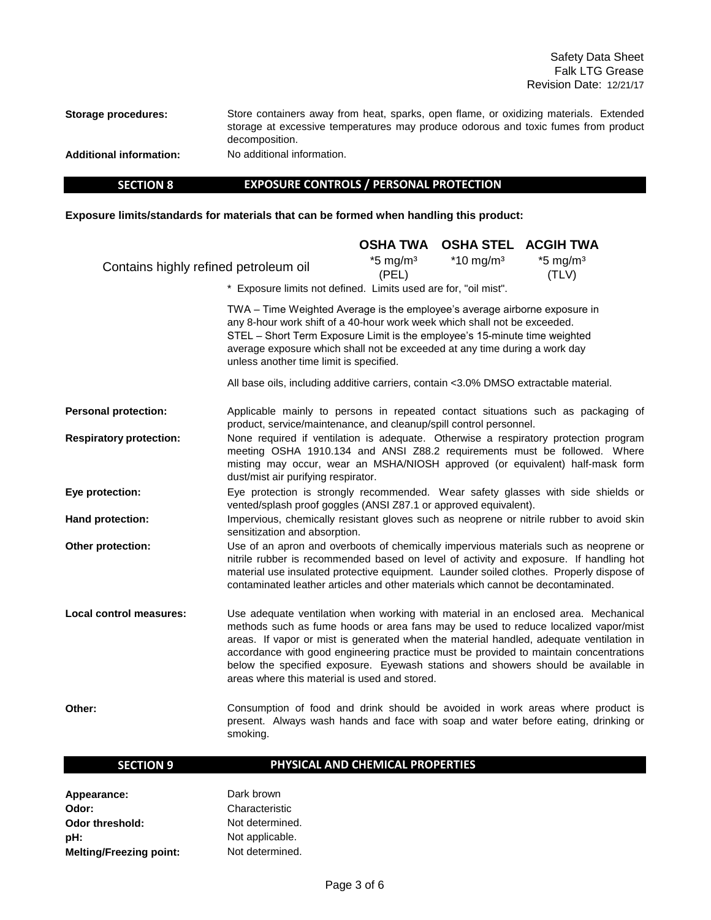**Storage procedures:** Store containers away from heat, sparks, open flame, or oxidizing materials. Extended storage at excessive temperatures may produce odorous and toxic fumes from product decomposition.

**Additional information:** No additional information.

## SECTION 8 EXPOSURE CONTROLS / PERSONAL PROTECTION

**Exposure limits/standards for materials that can be formed when handling this product:**

| | OSHA TWA | OSHA STEL | ACGIH TWA |
|---|---|---|---|
| Contains highly refined petroleum oil | *5 mg/m³ (PEL) | *10 mg/m³ | *5 mg/m³ (TLV) |

* Exposure limits not defined. Limits used are for, "oil mist".

TWA – Time Weighted Average is the employee's average airborne exposure in any 8-hour work shift of a 40-hour work week which shall not be exceeded.
STEL – Short Term Exposure Limit is the employee's 15-minute time weighted average exposure which shall not be exceeded at any time during a work day unless another time limit is specified.

All base oils, including additive carriers, contain <3.0% DMSO extractable material.

**Personal protection:** Applicable mainly to persons in repeated contact situations such as packaging of product, service/maintenance, and cleanup/spill control personnel.

**Respiratory protection:** None required if ventilation is adequate. Otherwise a respiratory protection program meeting OSHA 1910.134 and ANSI Z88.2 requirements must be followed. Where misting may occur, wear an MSHA/NIOSH approved (or equivalent) half-mask form dust/mist air purifying respirator.

**Eye protection:** Eye protection is strongly recommended. Wear safety glasses with side shields or vented/splash proof goggles (ANSI Z87.1 or approved equivalent).

**Hand protection:** Impervious, chemically resistant gloves such as neoprene or nitrile rubber to avoid skin sensitization and absorption.

**Other protection:** Use of an apron and overboots of chemically impervious materials such as neoprene or nitrile rubber is recommended based on level of activity and exposure. If handling hot material use insulated protective equipment. Launder soiled clothes. Properly dispose of contaminated leather articles and other materials which cannot be decontaminated.

**Local control measures:** Use adequate ventilation when working with material in an enclosed area. Mechanical methods such as fume hoods or area fans may be used to reduce localized vapor/mist areas. If vapor or mist is generated when the material handled, adequate ventilation in accordance with good engineering practice must be provided to maintain concentrations below the specified exposure. Eyewash stations and showers should be available in areas where this material is used and stored.

**Other:** Consumption of food and drink should be avoided in work areas where product is present. Always wash hands and face with soap and water before eating, drinking or smoking.

## SECTION 9 PHYSICAL AND CHEMICAL PROPERTIES

**Appearance:** Dark brown
**Odor:** Characteristic
**Odor threshold:** Not determined.
**pH:** Not applicable.
**Melting/Freezing point:** Not determined.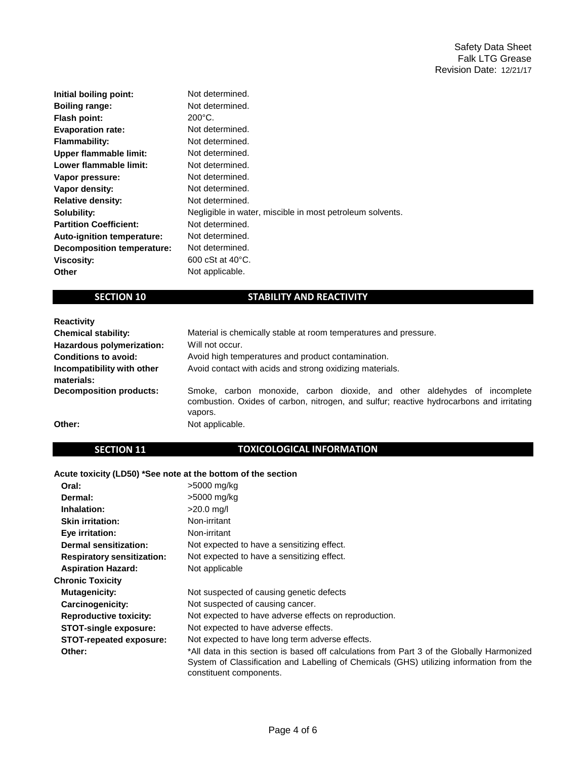| | |
|---|---|
| **Initial boiling point:** | Not determined. |
| **Boiling range:** | Not determined. |
| **Flash point:** | 200°C. |
| **Evaporation rate:** | Not determined. |
| **Flammability:** | Not determined. |
| **Upper flammable limit:** | Not determined. |
| **Lower flammable limit:** | Not determined. |
| **Vapor pressure:** | Not determined. |
| **Vapor density:** | Not determined. |
| **Relative density:** | Not determined. |
| **Solubility:** | Negligible in water, miscible in most petroleum solvents. |
| **Partition Coefficient:** | Not determined. |
| **Auto-ignition temperature:** | Not determined. |
| **Decomposition temperature:** | Not determined. |
| **Viscosity:** | 600 cSt at 40°C. |
| **Other** | Not applicable. |

## SECTION 10 STABILITY AND REACTIVITY

**Reactivity**

| | |
|---|---|
| **Chemical stability:** | Material is chemically stable at room temperatures and pressure. |
| **Hazardous polymerization:** | Will not occur. |
| **Conditions to avoid:** | Avoid high temperatures and product contamination. |
| **Incompatibility with other materials:** | Avoid contact with acids and strong oxidizing materials. |
| **Decomposition products:** | Smoke, carbon monoxide, carbon dioxide, and other aldehydes of incomplete combustion. Oxides of carbon, nitrogen, and sulfur; reactive hydrocarbons and irritating vapors. |
| **Other:** | Not applicable. |

## SECTION 11 TOXICOLOGICAL INFORMATION

**Acute toxicity (LD50) *See note at the bottom of the section**

| | |
|---|---|
| **Oral:** | >5000 mg/kg |
| **Dermal:** | >5000 mg/kg |
| **Inhalation:** | >20.0 mg/l |
| **Skin irritation:** | Non-irritant |
| **Eye irritation:** | Non-irritant |
| **Dermal sensitization:** | Not expected to have a sensitizing effect. |
| **Respiratory sensitization:** | Not expected to have a sensitizing effect. |
| **Aspiration Hazard:** | Not applicable |

**Chronic Toxicity**

| | |
|---|---|
| **Mutagenicity:** | Not suspected of causing genetic defects |
| **Carcinogenicity:** | Not suspected of causing cancer. |
| **Reproductive toxicity:** | Not expected to have adverse effects on reproduction. |
| **STOT-single exposure:** | Not expected to have adverse effects. |
| **STOT-repeated exposure:** | Not expected to have long term adverse effects. |
| **Other:** | *All data in this section is based off calculations from Part 3 of the Globally Harmonized System of Classification and Labelling of Chemicals (GHS) utilizing information from the constituent components. |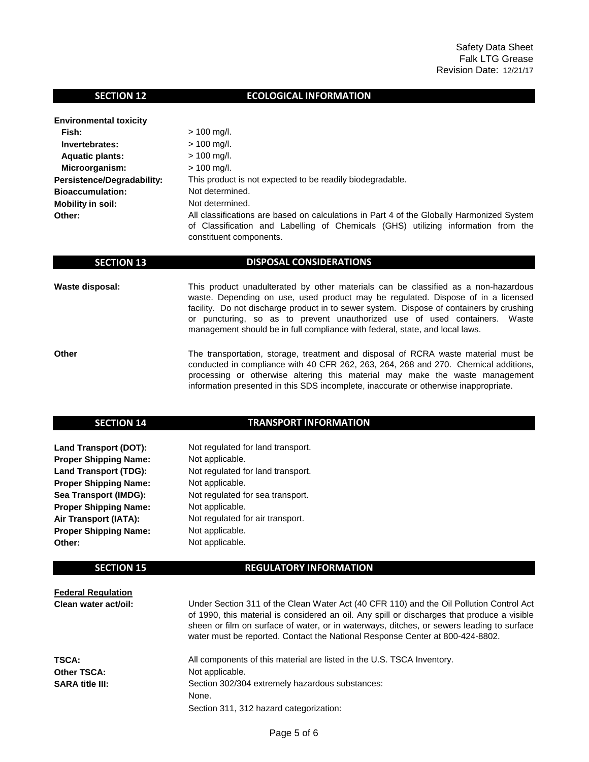## SECTION 12 ECOLOGICAL INFORMATION

**Environmental toxicity**

| | |
|---|---|
| **Fish:** | > 100 mg/l. |
| **Invertebrates:** | > 100 mg/l. |
| **Aquatic plants:** | > 100 mg/l. |
| **Microorganism:** | > 100 mg/l. |
| **Persistence/Degradability:** | This product is not expected to be readily biodegradable. |
| **Bioaccumulation:** | Not determined. |
| **Mobility in soil:** | Not determined. |
| **Other:** | All classifications are based on calculations in Part 4 of the Globally Harmonized System of Classification and Labelling of Chemicals (GHS) utilizing information from the constituent components. |

## SECTION 13 DISPOSAL CONSIDERATIONS

**Waste disposal:** This product unadulterated by other materials can be classified as a non-hazardous waste. Depending on use, used product may be regulated. Dispose of in a licensed facility. Do not discharge product in to sewer system. Dispose of containers by crushing or puncturing, so as to prevent unauthorized use of used containers. Waste management should be in full compliance with federal, state, and local laws.

**Other** The transportation, storage, treatment and disposal of RCRA waste material must be conducted in compliance with 40 CFR 262, 263, 264, 268 and 270. Chemical additions, processing or otherwise altering this material may make the waste management information presented in this SDS incomplete, inaccurate or otherwise inappropriate.

## SECTION 14 TRANSPORT INFORMATION

| | |
|---|---|
| **Land Transport (DOT):** | Not regulated for land transport. |
| **Proper Shipping Name:** | Not applicable. |
| **Land Transport (TDG):** | Not regulated for land transport. |
| **Proper Shipping Name:** | Not applicable. |
| **Sea Transport (IMDG):** | Not regulated for sea transport. |
| **Proper Shipping Name:** | Not applicable. |
| **Air Transport (IATA):** | Not regulated for air transport. |
| **Proper Shipping Name:** | Not applicable. |
| **Other:** | Not applicable. |

## SECTION 15 REGULATORY INFORMATION

**Federal Regulation**

**Clean water act/oil:** Under Section 311 of the Clean Water Act (40 CFR 110) and the Oil Pollution Control Act of 1990, this material is considered an oil. Any spill or discharges that produce a visible sheen or film on surface of water, or in waterways, ditches, or sewers leading to surface water must be reported. Contact the National Response Center at 800-424-8802.

**TSCA:** All components of this material are listed in the U.S. TSCA Inventory.

**Other TSCA:** Not applicable.

**SARA title III:** Section 302/304 extremely hazardous substances:

None.

Section 311, 312 hazard categorization: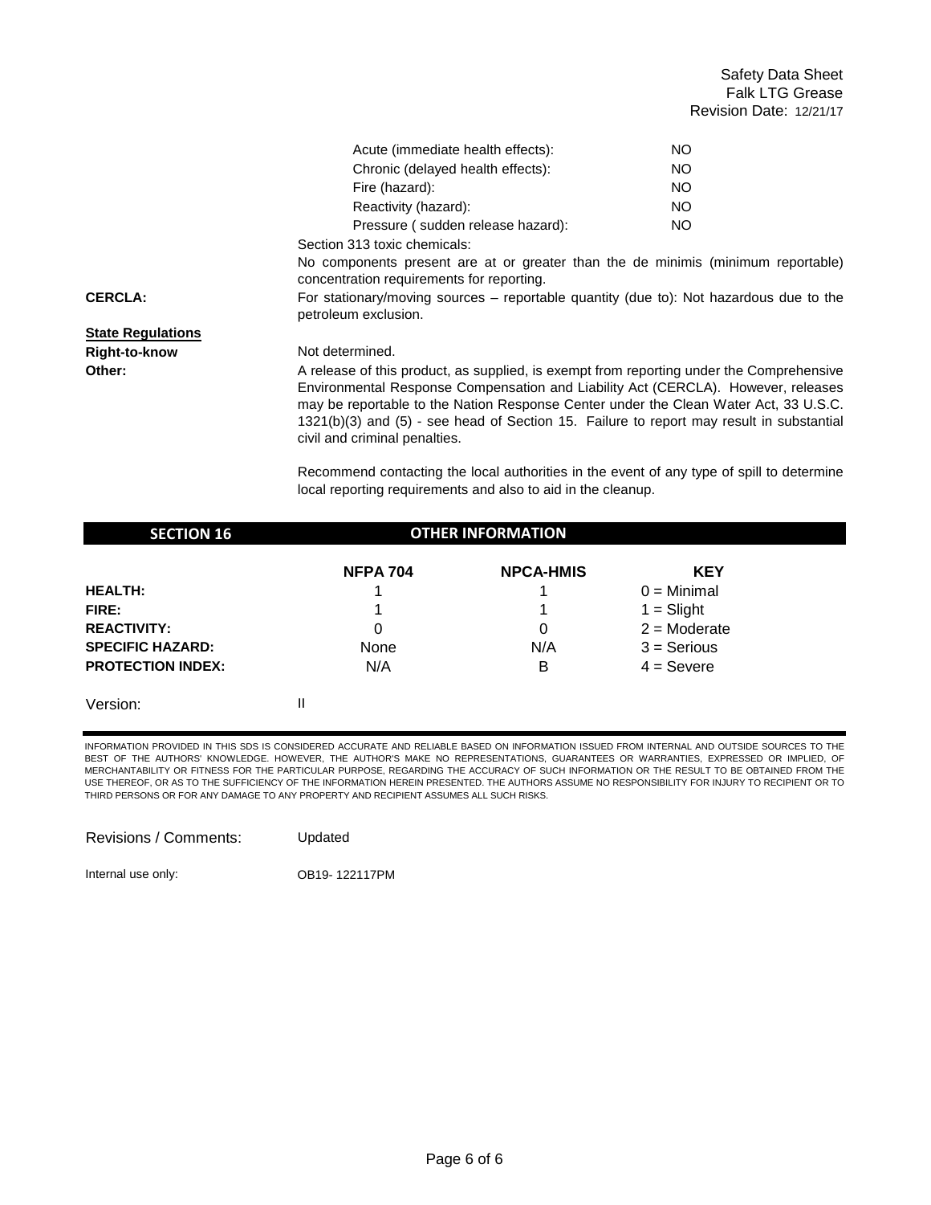| | |
|---|---|
| Acute (immediate health effects): | NO |
| Chronic (delayed health effects): | NO |
| Fire (hazard): | NO |
| Reactivity (hazard): | NO |
| Pressure ( sudden release hazard): | NO |

Section 313 toxic chemicals:

No components present are at or greater than the de minimis (minimum reportable) concentration requirements for reporting.

**CERCLA:** For stationary/moving sources – reportable quantity (due to): Not hazardous due to the petroleum exclusion.

**State Regulations**

**Right-to-know** Not determined.

**Other:** A release of this product, as supplied, is exempt from reporting under the Comprehensive Environmental Response Compensation and Liability Act (CERCLA). However, releases may be reportable to the Nation Response Center under the Clean Water Act, 33 U.S.C. 1321(b)(3) and (5) - see head of Section 15. Failure to report may result in substantial civil and criminal penalties.

Recommend contacting the local authorities in the event of any type of spill to determine local reporting requirements and also to aid in the cleanup.

## SECTION 16 OTHER INFORMATION

| | NFPA 704 | NPCA-HMIS | KEY |
|---|---|---|---|
| **HEALTH:** | 1 | 1 | 0 = Minimal |
| **FIRE:** | 1 | 1 | 1 = Slight |
| **REACTIVITY:** | 0 | 0 | 2 = Moderate |
| **SPECIFIC HAZARD:** | None | N/A | 3 = Serious |
| **PROTECTION INDEX:** | N/A | B | 4 = Severe |

Version: II

INFORMATION PROVIDED IN THIS SDS IS CONSIDERED ACCURATE AND RELIABLE BASED ON INFORMATION ISSUED FROM INTERNAL AND OUTSIDE SOURCES TO THE BEST OF THE AUTHORS' KNOWLEDGE. HOWEVER, THE AUTHOR'S MAKE NO REPRESENTATIONS, GUARANTEES OR WARRANTIES, EXPRESSED OR IMPLIED, OF MERCHANTABILITY OR FITNESS FOR THE PARTICULAR PURPOSE, REGARDING THE ACCURACY OF SUCH INFORMATION OR THE RESULT TO BE OBTAINED FROM THE USE THEREOF, OR AS TO THE SUFFICIENCY OF THE INFORMATION HEREIN PRESENTED. THE AUTHORS ASSUME NO RESPONSIBILITY FOR INJURY TO RECIPIENT OR TO THIRD PERSONS OR FOR ANY DAMAGE TO ANY PROPERTY AND RECIPIENT ASSUMES ALL SUCH RISKS.

Revisions / Comments: Updated

Internal use only: OB19- 122117PM